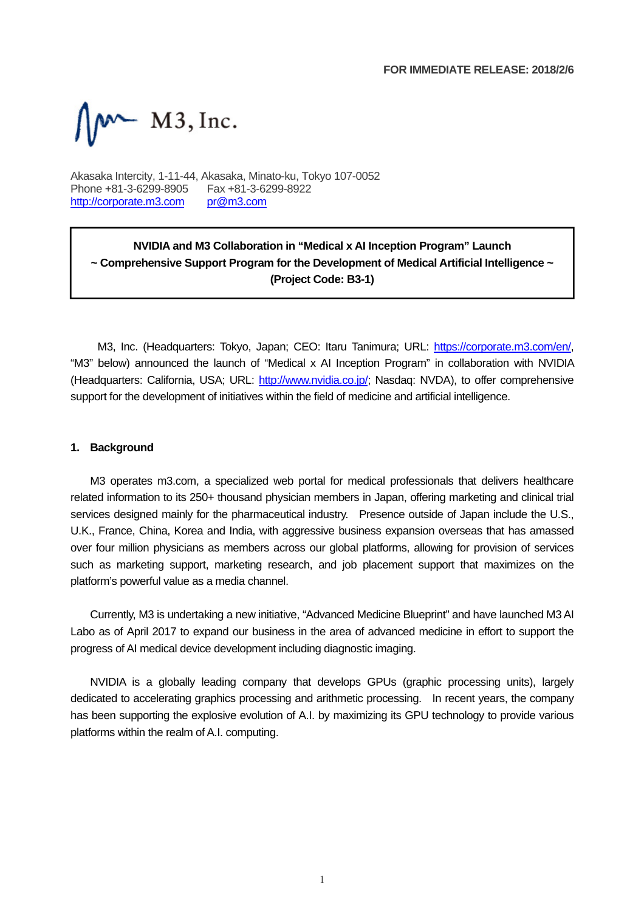**FOR IMMEDIATE RELEASE: 2018/2/6**

M3, Inc.

Akasaka Intercity, 1-11-44, Akasaka, Minato-ku, Tokyo 107-0052
Phone +81-3-6299-8905 Fax +81-3-6299-8922
http://corporate.m3.com pr@m3.com

**NVIDIA and M3 Collaboration in "Medical x AI Inception Program" Launch**
**~ Comprehensive Support Program for the Development of Medical Artificial Intelligence ~**
**(Project Code: B3-1)**

M3, Inc. (Headquarters: Tokyo, Japan; CEO: Itaru Tanimura; URL: https://corporate.m3.com/en/, "M3" below) announced the launch of "Medical x AI Inception Program" in collaboration with NVIDIA (Headquarters: California, USA; URL: http://www.nvidia.co.jp/; Nasdaq: NVDA), to offer comprehensive support for the development of initiatives within the field of medicine and artificial intelligence.

## 1. Background

M3 operates m3.com, a specialized web portal for medical professionals that delivers healthcare related information to its 250+ thousand physician members in Japan, offering marketing and clinical trial services designed mainly for the pharmaceutical industry. Presence outside of Japan include the U.S., U.K., France, China, Korea and India, with aggressive business expansion overseas that has amassed over four million physicians as members across our global platforms, allowing for provision of services such as marketing support, marketing research, and job placement support that maximizes on the platform's powerful value as a media channel.

Currently, M3 is undertaking a new initiative, "Advanced Medicine Blueprint" and have launched M3 AI Labo as of April 2017 to expand our business in the area of advanced medicine in effort to support the progress of AI medical device development including diagnostic imaging.

NVIDIA is a globally leading company that develops GPUs (graphic processing units), largely dedicated to accelerating graphics processing and arithmetic processing. In recent years, the company has been supporting the explosive evolution of A.I. by maximizing its GPU technology to provide various platforms within the realm of A.I. computing.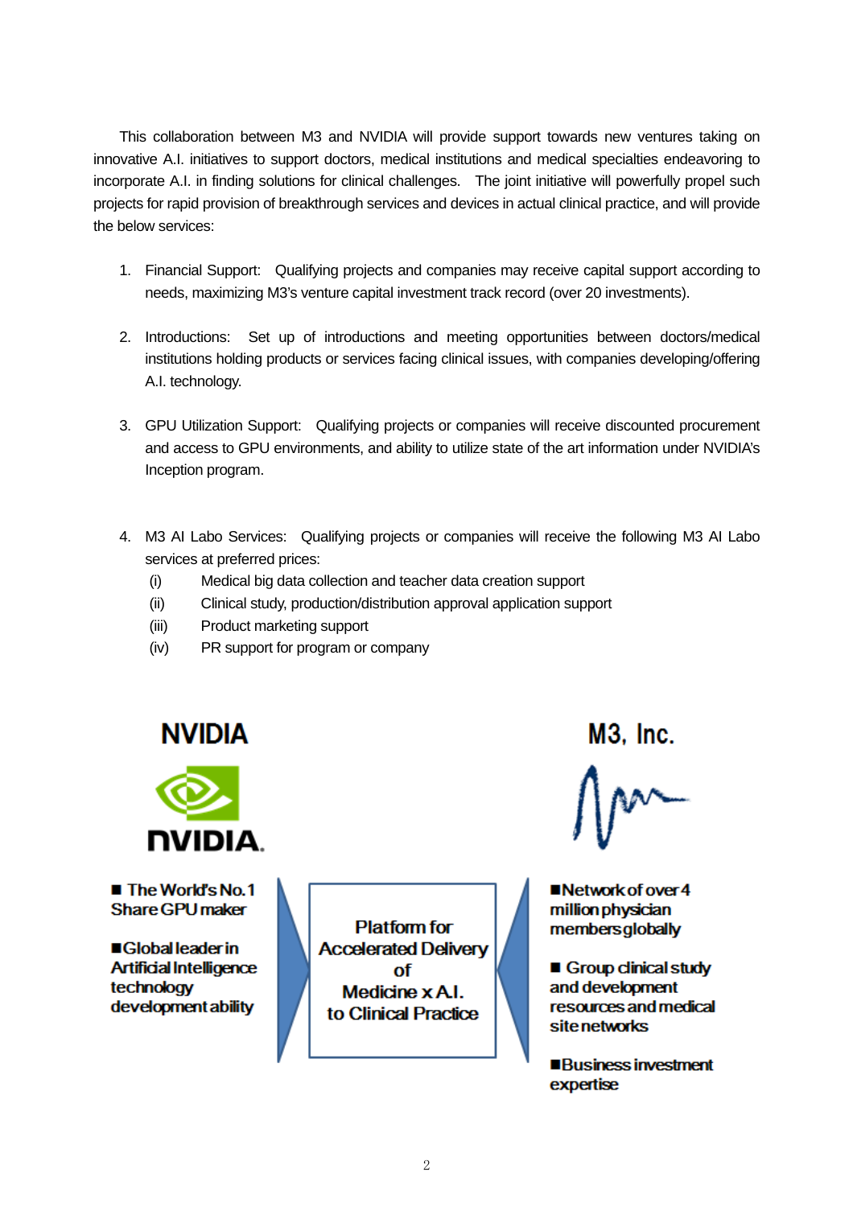This collaboration between M3 and NVIDIA will provide support towards new ventures taking on innovative A.I. initiatives to support doctors, medical institutions and medical specialties endeavoring to incorporate A.I. in finding solutions for clinical challenges. The joint initiative will powerfully propel such projects for rapid provision of breakthrough services and devices in actual clinical practice, and will provide the below services:

1. Financial Support: Qualifying projects and companies may receive capital support according to needs, maximizing M3's venture capital investment track record (over 20 investments).

2. Introductions: Set up of introductions and meeting opportunities between doctors/medical institutions holding products or services facing clinical issues, with companies developing/offering A.I. technology.

3. GPU Utilization Support: Qualifying projects or companies will receive discounted procurement and access to GPU environments, and ability to utilize state of the art information under NVIDIA's Inception program.

4. M3 AI Labo Services: Qualifying projects or companies will receive the following M3 AI Labo services at preferred prices:
   (i) Medical big data collection and teacher data creation support
   (ii) Clinical study, production/distribution approval application support
   (iii) Product marketing support
   (iv) PR support for program or company

**NVIDIA**

- The World's No.1 Share GPU maker
- Global leader in Artificial Intelligence technology development ability

**Platform for Accelerated Delivery of Medicine x A.I. to Clinical Practice**

**M3, Inc.**

- Network of over 4 million physician members globally
- Group clinical study and development resources and medical site networks
- Business investment expertise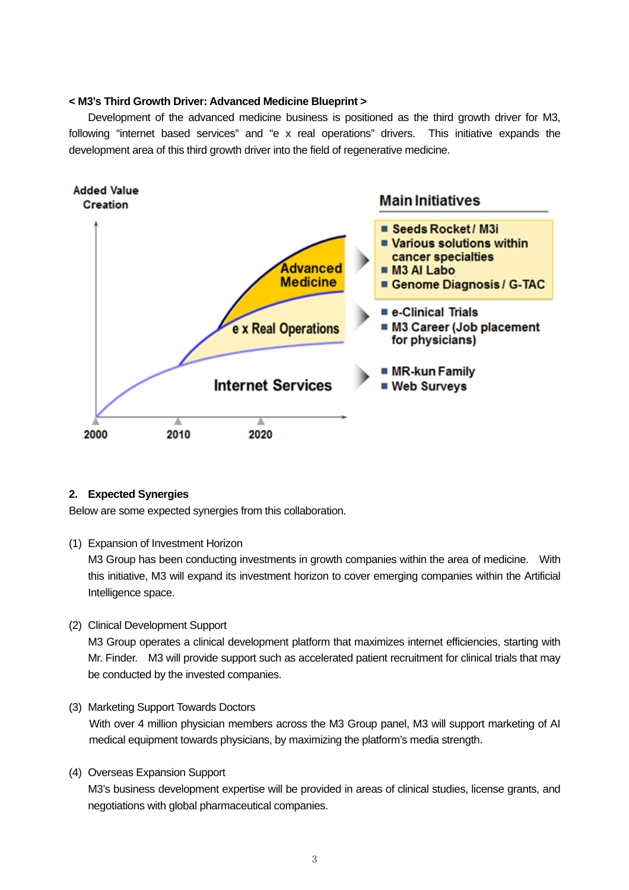**< M3's Third Growth Driver: Advanced Medicine Blueprint >**

Development of the advanced medicine business is positioned as the third growth driver for M3, following "internet based services" and "e x real operations" drivers. This initiative expands the development area of this third growth driver into the field of regenerative medicine.

Added Value Creation

Advanced Medicine

e x Real Operations

Internet Services

2000 2010 2020

**Main Initiatives**

- Seeds Rocket / M3i
- Various solutions within cancer specialties
- M3 AI Labo
- Genome Diagnosis / G-TAC

- e-Clinical Trials
- M3 Career (Job placement for physicians)

- MR-kun Family
- Web Surveys

**2. Expected Synergies**

Below are some expected synergies from this collaboration.

(1) Expansion of Investment Horizon

M3 Group has been conducting investments in growth companies within the area of medicine. With this initiative, M3 will expand its investment horizon to cover emerging companies within the Artificial Intelligence space.

(2) Clinical Development Support

M3 Group operates a clinical development platform that maximizes internet efficiencies, starting with Mr. Finder. M3 will provide support such as accelerated patient recruitment for clinical trials that may be conducted by the invested companies.

(3) Marketing Support Towards Doctors

With over 4 million physician members across the M3 Group panel, M3 will support marketing of AI medical equipment towards physicians, by maximizing the platform's media strength.

(4) Overseas Expansion Support

M3's business development expertise will be provided in areas of clinical studies, license grants, and negotiations with global pharmaceutical companies.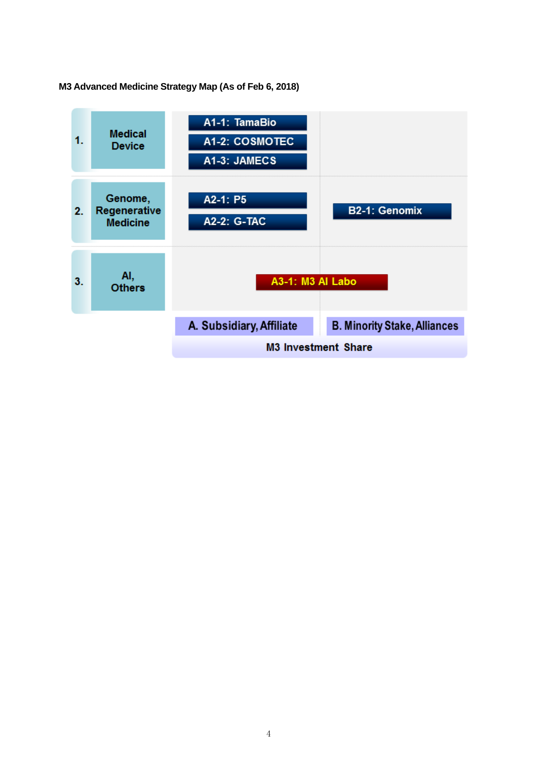**M3 Advanced Medicine Strategy Map (As of Feb 6, 2018)**

| | A. Subsidiary, Affiliate | B. Minority Stake, Alliances |
|---|---|---|
| 1. Medical Device | A1-1: TamaBio<br>A1-2: COSMOTEC<br>A1-3: JAMECS | |
| 2. Genome, Regenerative Medicine | A2-1: P5<br>A2-2: G-TAC | B2-1: Genomix |
| 3. AI, Others | A3-1: M3 AI Labo | |

M3 Investment Share